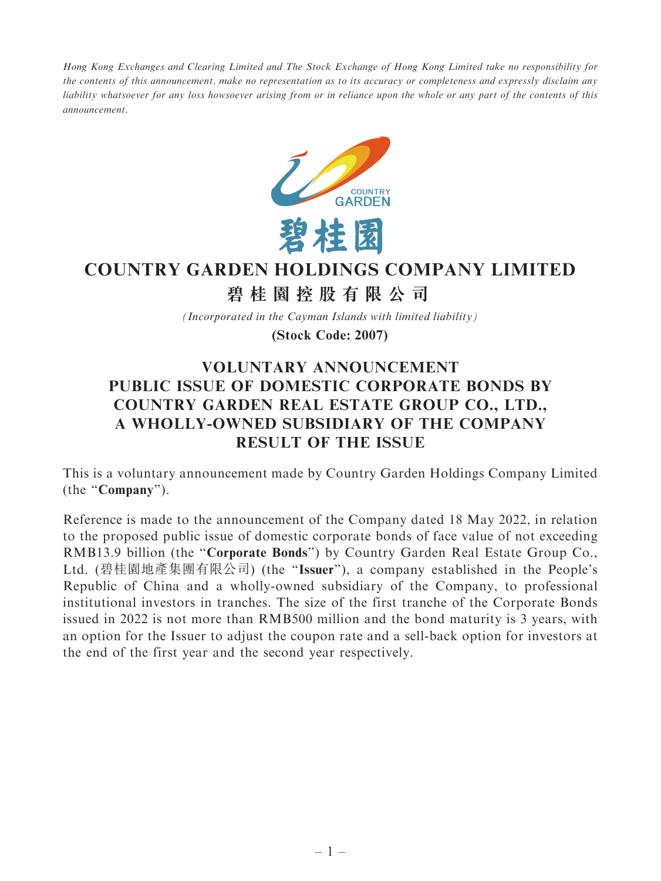*Hong Kong Exchanges and Clearing Limited and The Stock Exchange of Hong Kong Limited take no responsibility for the contents of this announcement, make no representation as to its accuracy or completeness and expressly disclaim any liability whatsoever for any loss howsoever arising from or in reliance upon the whole or any part of the contents of this announcement.*

# COUNTRY GARDEN HOLDINGS COMPANY LIMITED

# 碧桂園控股有限公司

*(Incorporated in the Cayman Islands with limited liability)*

**(Stock Code: 2007)**

## VOLUNTARY ANNOUNCEMENT
## PUBLIC ISSUE OF DOMESTIC CORPORATE BONDS BY COUNTRY GARDEN REAL ESTATE GROUP CO., LTD., A WHOLLY-OWNED SUBSIDIARY OF THE COMPANY
## RESULT OF THE ISSUE

This is a voluntary announcement made by Country Garden Holdings Company Limited (the "**Company**").

Reference is made to the announcement of the Company dated 18 May 2022, in relation to the proposed public issue of domestic corporate bonds of face value of not exceeding RMB13.9 billion (the "**Corporate Bonds**") by Country Garden Real Estate Group Co., Ltd. (碧桂園地產集團有限公司) (the "**Issuer**"), a company established in the People's Republic of China and a wholly-owned subsidiary of the Company, to professional institutional investors in tranches. The size of the first tranche of the Corporate Bonds issued in 2022 is not more than RMB500 million and the bond maturity is 3 years, with an option for the Issuer to adjust the coupon rate and a sell-back option for investors at the end of the first year and the second year respectively.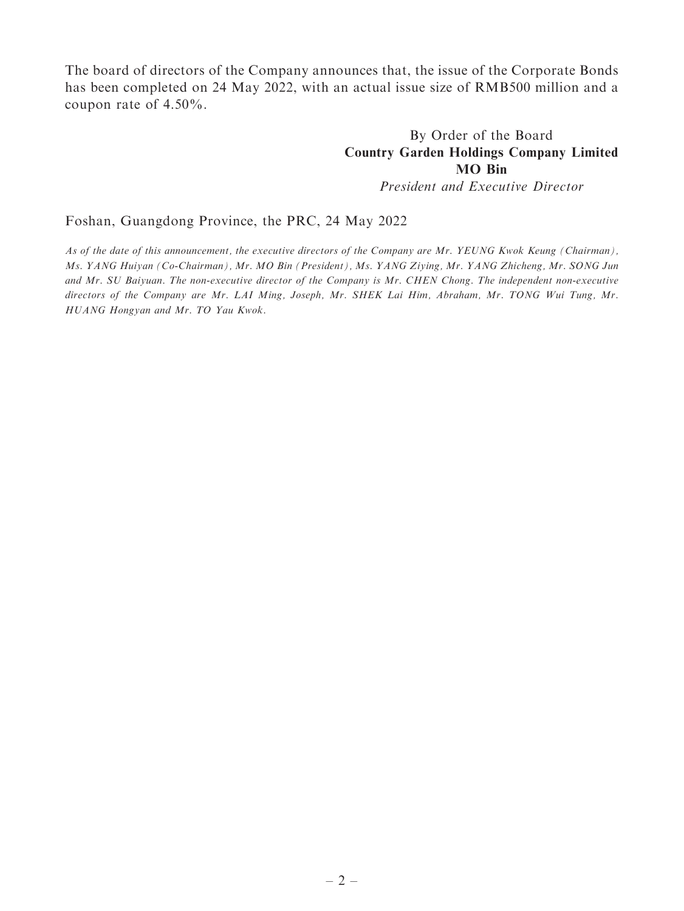The board of directors of the Company announces that, the issue of the Corporate Bonds has been completed on 24 May 2022, with an actual issue size of RMB500 million and a coupon rate of 4.50%.

By Order of the Board
**Country Garden Holdings Company Limited**
**MO Bin**
*President and Executive Director*

Foshan, Guangdong Province, the PRC, 24 May 2022

*As of the date of this announcement, the executive directors of the Company are Mr. YEUNG Kwok Keung (Chairman), Ms. YANG Huiyan (Co-Chairman), Mr. MO Bin (President), Ms. YANG Ziying, Mr. YANG Zhicheng, Mr. SONG Jun and Mr. SU Baiyuan. The non-executive director of the Company is Mr. CHEN Chong. The independent non-executive directors of the Company are Mr. LAI Ming, Joseph, Mr. SHEK Lai Him, Abraham, Mr. TONG Wui Tung, Mr. HUANG Hongyan and Mr. TO Yau Kwok.*